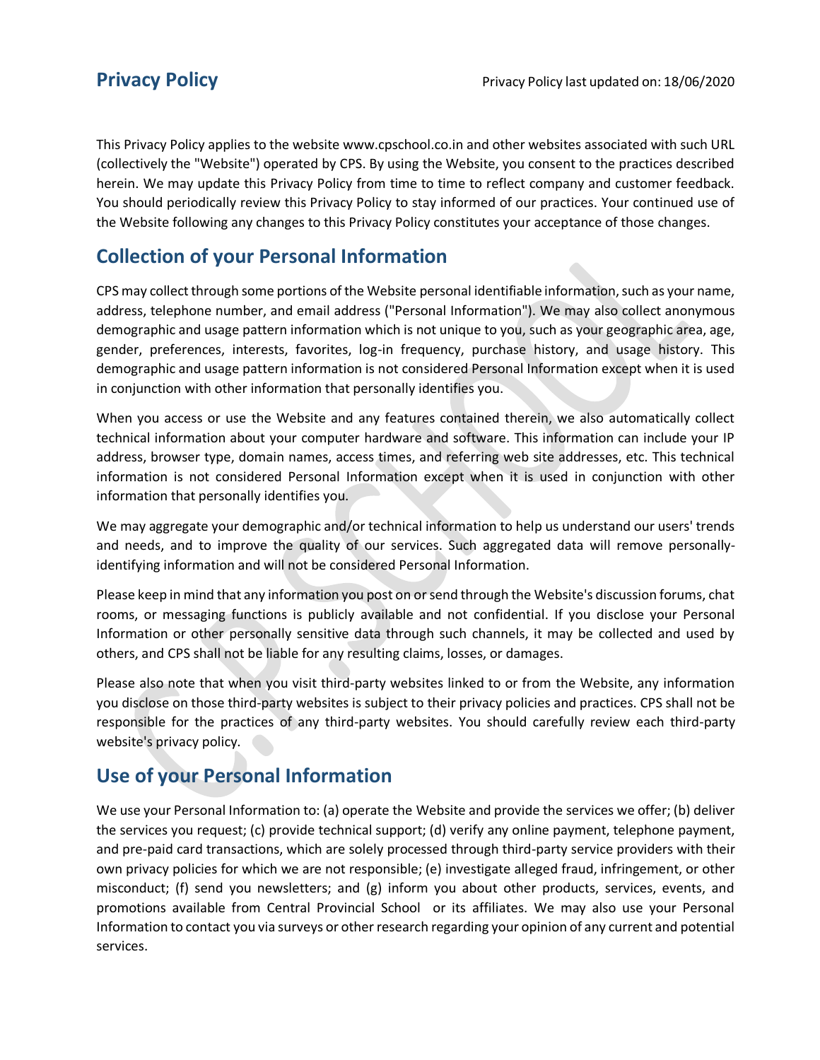# Privacy Policy

Privacy Policy last updated on: 18/06/2020

This Privacy Policy applies to the website www.cpschool.co.in and other websites associated with such URL (collectively the "Website") operated by CPS. By using the Website, you consent to the practices described herein. We may update this Privacy Policy from time to time to reflect company and customer feedback. You should periodically review this Privacy Policy to stay informed of our practices. Your continued use of the Website following any changes to this Privacy Policy constitutes your acceptance of those changes.

## Collection of your Personal Information

CPS may collect through some portions of the Website personal identifiable information, such as your name, address, telephone number, and email address ("Personal Information"). We may also collect anonymous demographic and usage pattern information which is not unique to you, such as your geographic area, age, gender, preferences, interests, favorites, log-in frequency, purchase history, and usage history. This demographic and usage pattern information is not considered Personal Information except when it is used in conjunction with other information that personally identifies you.

When you access or use the Website and any features contained therein, we also automatically collect technical information about your computer hardware and software. This information can include your IP address, browser type, domain names, access times, and referring web site addresses, etc. This technical information is not considered Personal Information except when it is used in conjunction with other information that personally identifies you.

We may aggregate your demographic and/or technical information to help us understand our users' trends and needs, and to improve the quality of our services. Such aggregated data will remove personally-identifying information and will not be considered Personal Information.

Please keep in mind that any information you post on or send through the Website's discussion forums, chat rooms, or messaging functions is publicly available and not confidential. If you disclose your Personal Information or other personally sensitive data through such channels, it may be collected and used by others, and CPS shall not be liable for any resulting claims, losses, or damages.

Please also note that when you visit third-party websites linked to or from the Website, any information you disclose on those third-party websites is subject to their privacy policies and practices. CPS shall not be responsible for the practices of any third-party websites. You should carefully review each third-party website's privacy policy.

## Use of your Personal Information

We use your Personal Information to: (a) operate the Website and provide the services we offer; (b) deliver the services you request; (c) provide technical support; (d) verify any online payment, telephone payment, and pre-paid card transactions, which are solely processed through third-party service providers with their own privacy policies for which we are not responsible; (e) investigate alleged fraud, infringement, or other misconduct; (f) send you newsletters; and (g) inform you about other products, services, events, and promotions available from Central Provincial School or its affiliates. We may also use your Personal Information to contact you via surveys or other research regarding your opinion of any current and potential services.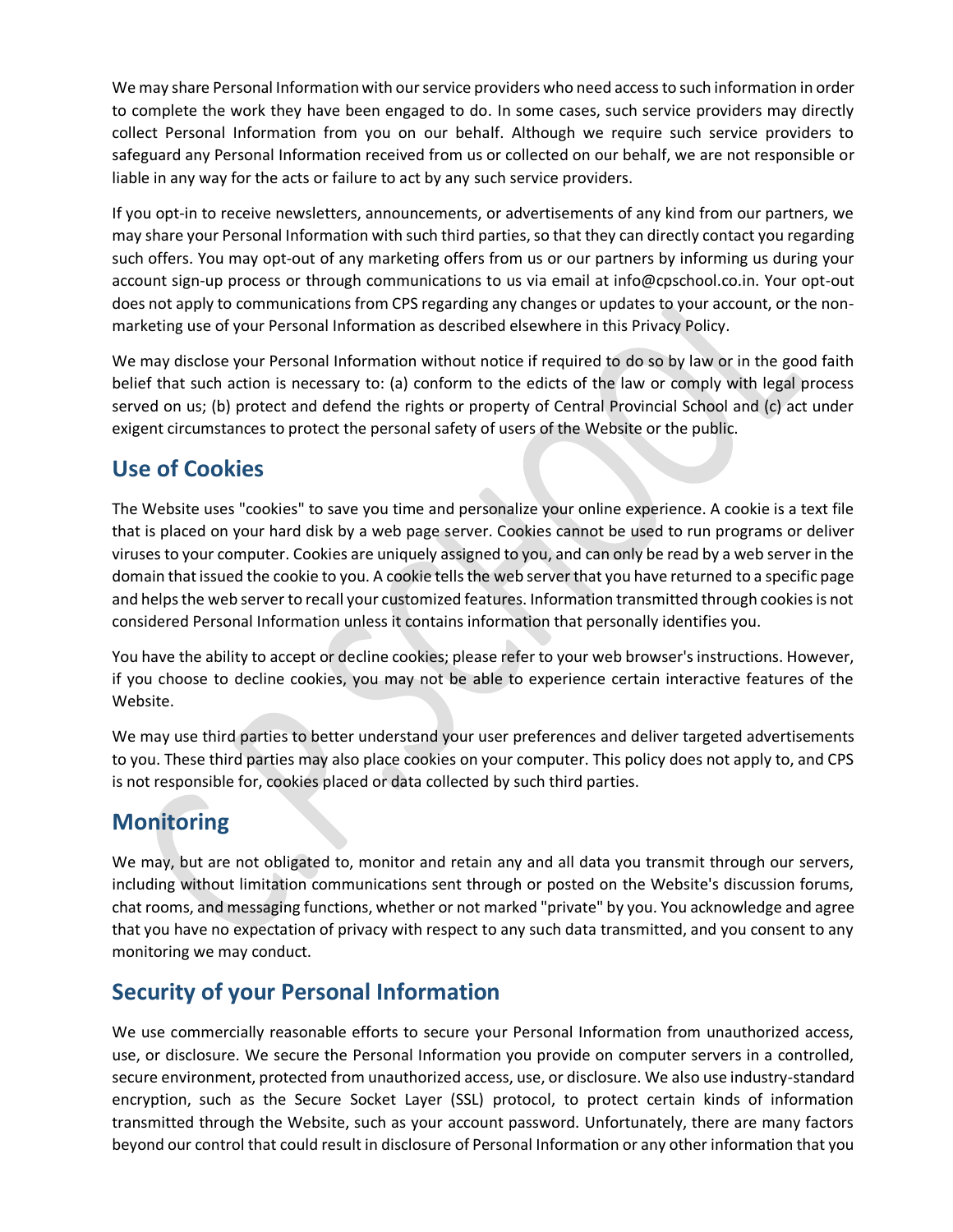We may share Personal Information with our service providers who need access to such information in order to complete the work they have been engaged to do. In some cases, such service providers may directly collect Personal Information from you on our behalf. Although we require such service providers to safeguard any Personal Information received from us or collected on our behalf, we are not responsible or liable in any way for the acts or failure to act by any such service providers.

If you opt-in to receive newsletters, announcements, or advertisements of any kind from our partners, we may share your Personal Information with such third parties, so that they can directly contact you regarding such offers. You may opt-out of any marketing offers from us or our partners by informing us during your account sign-up process or through communications to us via email at info@cpschool.co.in. Your opt-out does not apply to communications from CPS regarding any changes or updates to your account, or the non-marketing use of your Personal Information as described elsewhere in this Privacy Policy.

We may disclose your Personal Information without notice if required to do so by law or in the good faith belief that such action is necessary to: (a) conform to the edicts of the law or comply with legal process served on us; (b) protect and defend the rights or property of Central Provincial School and (c) act under exigent circumstances to protect the personal safety of users of the Website or the public.

## Use of Cookies

The Website uses "cookies" to save you time and personalize your online experience. A cookie is a text file that is placed on your hard disk by a web page server. Cookies cannot be used to run programs or deliver viruses to your computer. Cookies are uniquely assigned to you, and can only be read by a web server in the domain that issued the cookie to you. A cookie tells the web server that you have returned to a specific page and helps the web server to recall your customized features. Information transmitted through cookies is not considered Personal Information unless it contains information that personally identifies you.

You have the ability to accept or decline cookies; please refer to your web browser's instructions. However, if you choose to decline cookies, you may not be able to experience certain interactive features of the Website.

We may use third parties to better understand your user preferences and deliver targeted advertisements to you. These third parties may also place cookies on your computer. This policy does not apply to, and CPS is not responsible for, cookies placed or data collected by such third parties.

## Monitoring

We may, but are not obligated to, monitor and retain any and all data you transmit through our servers, including without limitation communications sent through or posted on the Website's discussion forums, chat rooms, and messaging functions, whether or not marked "private" by you. You acknowledge and agree that you have no expectation of privacy with respect to any such data transmitted, and you consent to any monitoring we may conduct.

## Security of your Personal Information

We use commercially reasonable efforts to secure your Personal Information from unauthorized access, use, or disclosure. We secure the Personal Information you provide on computer servers in a controlled, secure environment, protected from unauthorized access, use, or disclosure. We also use industry-standard encryption, such as the Secure Socket Layer (SSL) protocol, to protect certain kinds of information transmitted through the Website, such as your account password. Unfortunately, there are many factors beyond our control that could result in disclosure of Personal Information or any other information that you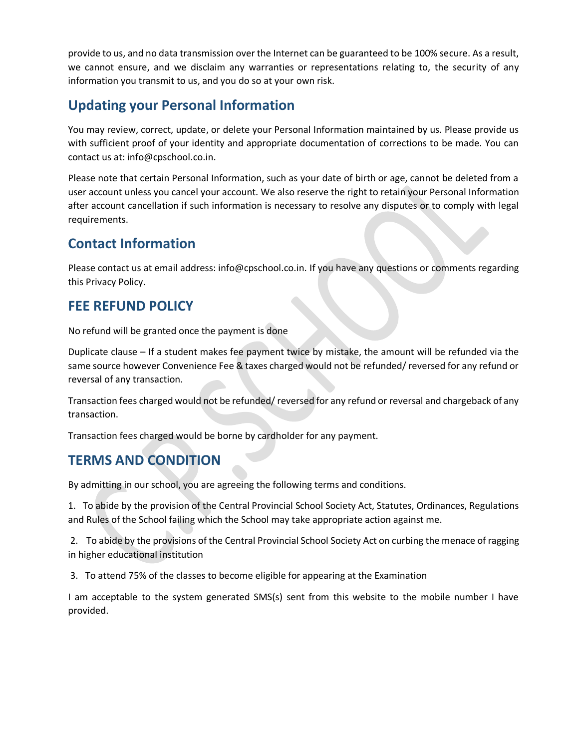provide to us, and no data transmission over the Internet can be guaranteed to be 100% secure. As a result, we cannot ensure, and we disclaim any warranties or representations relating to, the security of any information you transmit to us, and you do so at your own risk.

## Updating your Personal Information

You may review, correct, update, or delete your Personal Information maintained by us. Please provide us with sufficient proof of your identity and appropriate documentation of corrections to be made. You can contact us at: info@cpschool.co.in.

Please note that certain Personal Information, such as your date of birth or age, cannot be deleted from a user account unless you cancel your account. We also reserve the right to retain your Personal Information after account cancellation if such information is necessary to resolve any disputes or to comply with legal requirements.

## Contact Information

Please contact us at email address: info@cpschool.co.in. If you have any questions or comments regarding this Privacy Policy.

## FEE REFUND POLICY

No refund will be granted once the payment is done

Duplicate clause – If a student makes fee payment twice by mistake, the amount will be refunded via the same source however Convenience Fee & taxes charged would not be refunded/ reversed for any refund or reversal of any transaction.

Transaction fees charged would not be refunded/ reversed for any refund or reversal and chargeback of any transaction.

Transaction fees charged would be borne by cardholder for any payment.

## TERMS AND CONDITION

By admitting in our school, you are agreeing the following terms and conditions.

1. To abide by the provision of the Central Provincial School Society Act, Statutes, Ordinances, Regulations and Rules of the School failing which the School may take appropriate action against me.

2. To abide by the provisions of the Central Provincial School Society Act on curbing the menace of ragging in higher educational institution

3. To attend 75% of the classes to become eligible for appearing at the Examination

I am acceptable to the system generated SMS(s) sent from this website to the mobile number I have provided.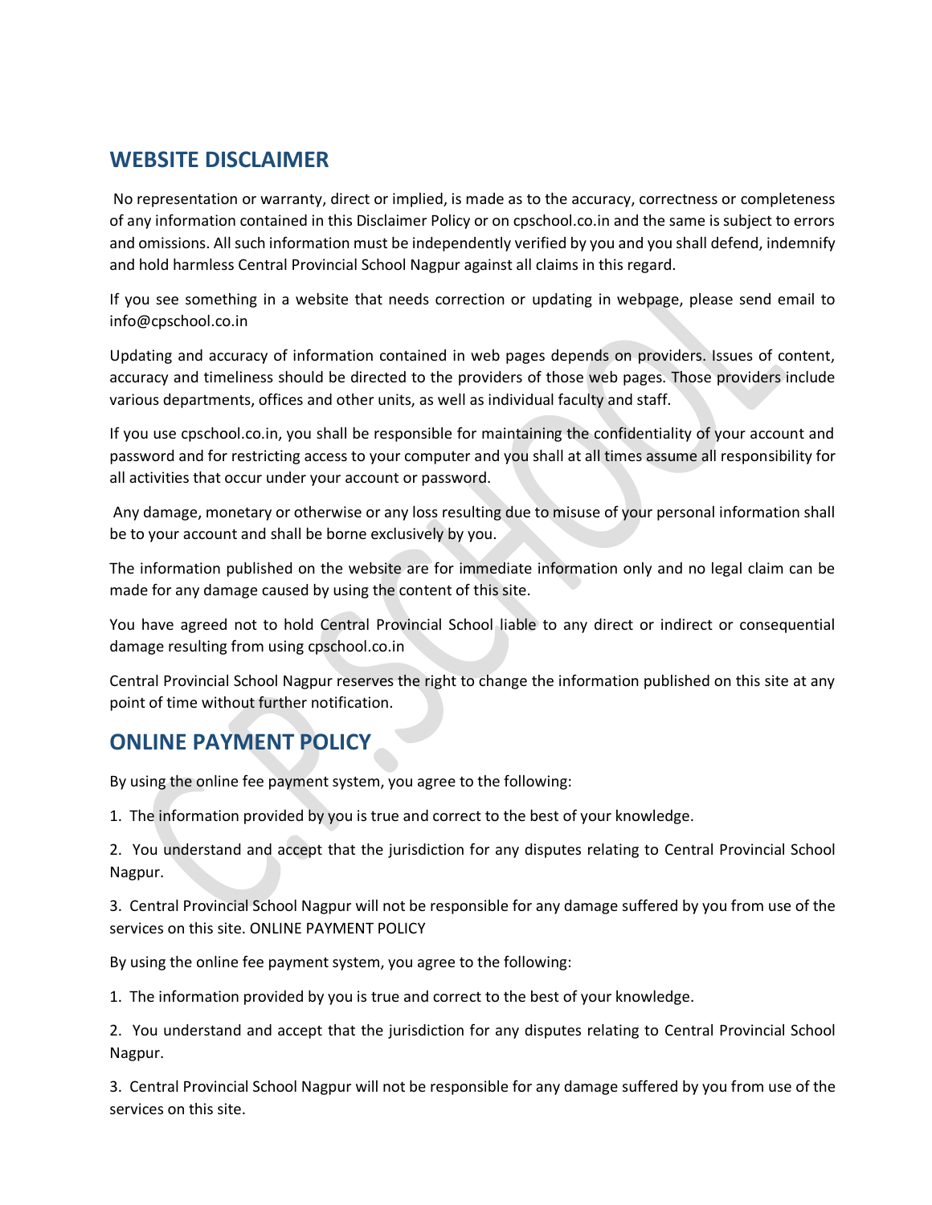## WEBSITE DISCLAIMER

No representation or warranty, direct or implied, is made as to the accuracy, correctness or completeness of any information contained in this Disclaimer Policy or on cpschool.co.in and the same is subject to errors and omissions. All such information must be independently verified by you and you shall defend, indemnify and hold harmless Central Provincial School Nagpur against all claims in this regard.

If you see something in a website that needs correction or updating in webpage, please send email to info@cpschool.co.in

Updating and accuracy of information contained in web pages depends on providers. Issues of content, accuracy and timeliness should be directed to the providers of those web pages. Those providers include various departments, offices and other units, as well as individual faculty and staff.

If you use cpschool.co.in, you shall be responsible for maintaining the confidentiality of your account and password and for restricting access to your computer and you shall at all times assume all responsibility for all activities that occur under your account or password.

Any damage, monetary or otherwise or any loss resulting due to misuse of your personal information shall be to your account and shall be borne exclusively by you.

The information published on the website are for immediate information only and no legal claim can be made for any damage caused by using the content of this site.

You have agreed not to hold Central Provincial School liable to any direct or indirect or consequential damage resulting from using cpschool.co.in

Central Provincial School Nagpur reserves the right to change the information published on this site at any point of time without further notification.

## ONLINE PAYMENT POLICY

By using the online fee payment system, you agree to the following:

1. The information provided by you is true and correct to the best of your knowledge.

2. You understand and accept that the jurisdiction for any disputes relating to Central Provincial School Nagpur.

3. Central Provincial School Nagpur will not be responsible for any damage suffered by you from use of the services on this site. ONLINE PAYMENT POLICY

By using the online fee payment system, you agree to the following:

1. The information provided by you is true and correct to the best of your knowledge.

2. You understand and accept that the jurisdiction for any disputes relating to Central Provincial School Nagpur.

3. Central Provincial School Nagpur will not be responsible for any damage suffered by you from use of the services on this site.